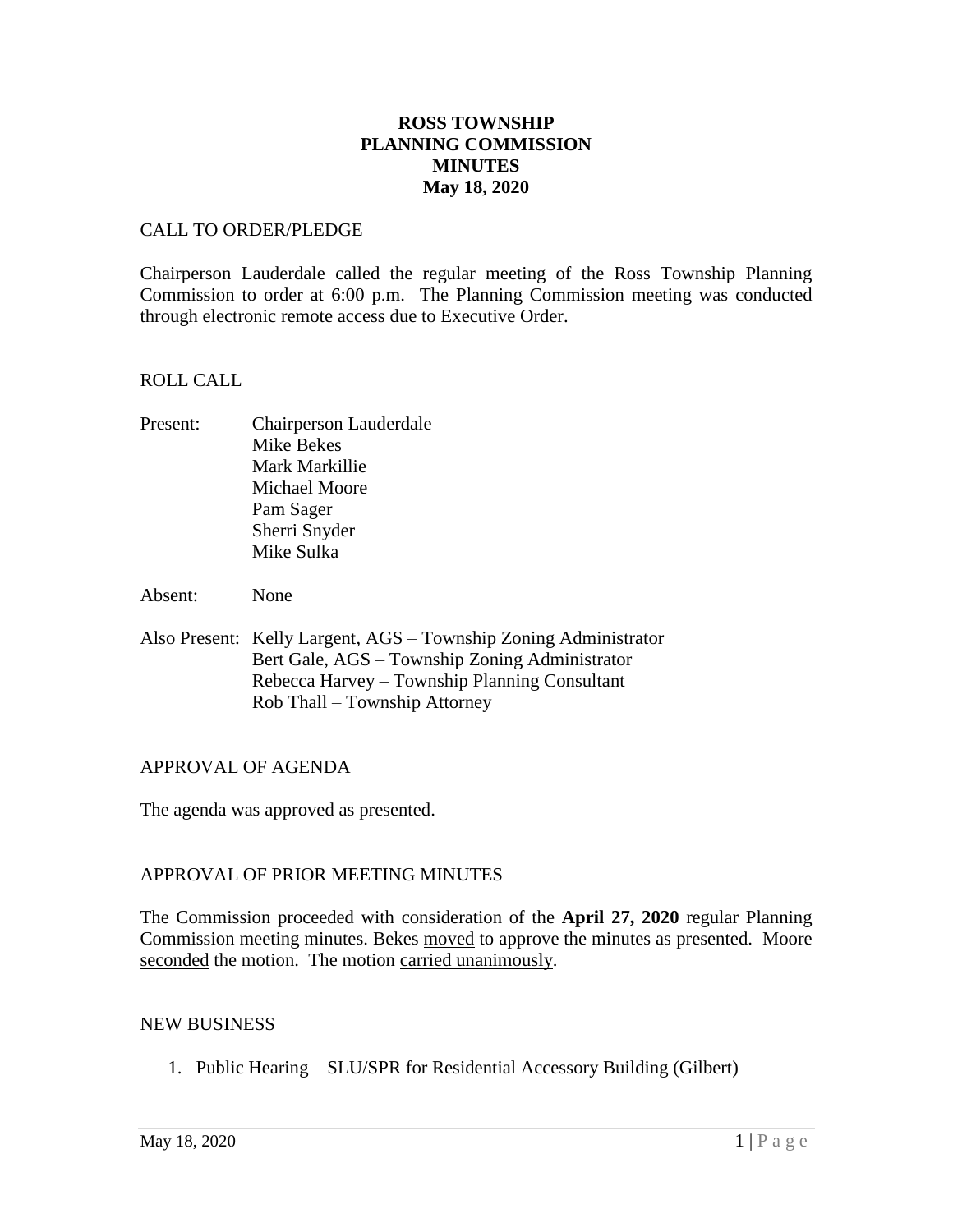# ROSS TOWNSHIP
# PLANNING COMMISSION
# MINUTES
# May 18, 2020

CALL TO ORDER/PLEDGE

Chairperson Lauderdale called the regular meeting of the Ross Township Planning Commission to order at 6:00 p.m. The Planning Commission meeting was conducted through electronic remote access due to Executive Order.

ROLL CALL

Present: Chairperson Lauderdale
Mike Bekes
Mark Markillie
Michael Moore
Pam Sager
Sherri Snyder
Mike Sulka

Absent: None

Also Present: Kelly Largent, AGS – Township Zoning Administrator
Bert Gale, AGS – Township Zoning Administrator
Rebecca Harvey – Township Planning Consultant
Rob Thall – Township Attorney

APPROVAL OF AGENDA

The agenda was approved as presented.

APPROVAL OF PRIOR MEETING MINUTES

The Commission proceeded with consideration of the **April 27, 2020** regular Planning Commission meeting minutes. Bekes moved to approve the minutes as presented. Moore seconded the motion. The motion carried unanimously.

NEW BUSINESS

1. Public Hearing – SLU/SPR for Residential Accessory Building (Gilbert)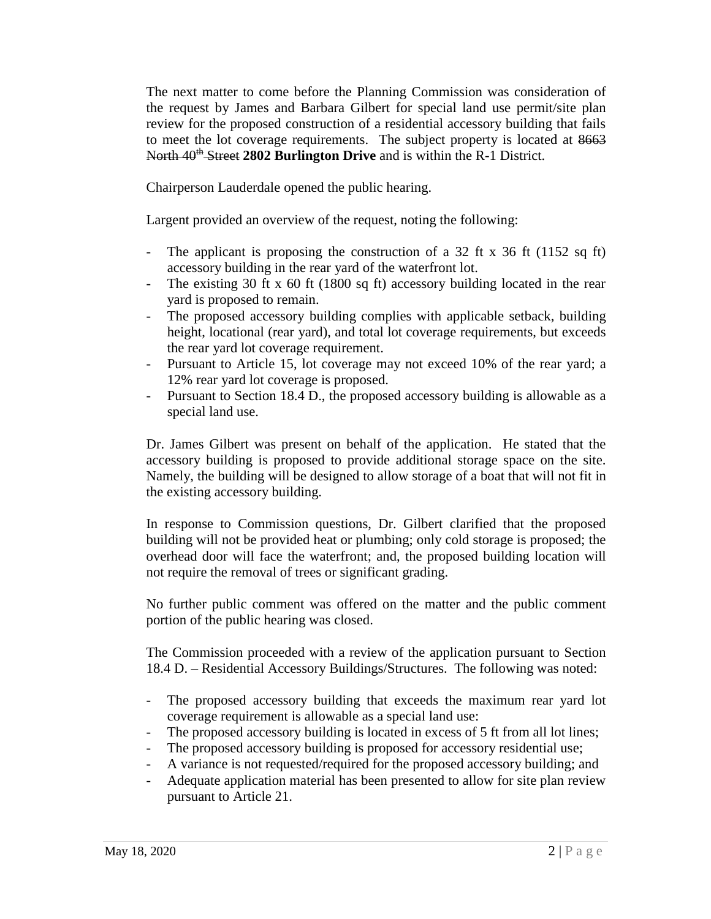The next matter to come before the Planning Commission was consideration of the request by James and Barbara Gilbert for special land use permit/site plan review for the proposed construction of a residential accessory building that fails to meet the lot coverage requirements. The subject property is located at ~~8663 North 40th Street~~ **2802 Burlington Drive** and is within the R-1 District.

Chairperson Lauderdale opened the public hearing.

Largent provided an overview of the request, noting the following:

- The applicant is proposing the construction of a 32 ft x 36 ft (1152 sq ft) accessory building in the rear yard of the waterfront lot.
- The existing 30 ft x 60 ft (1800 sq ft) accessory building located in the rear yard is proposed to remain.
- The proposed accessory building complies with applicable setback, building height, locational (rear yard), and total lot coverage requirements, but exceeds the rear yard lot coverage requirement.
- Pursuant to Article 15, lot coverage may not exceed 10% of the rear yard; a 12% rear yard lot coverage is proposed.
- Pursuant to Section 18.4 D., the proposed accessory building is allowable as a special land use.

Dr. James Gilbert was present on behalf of the application. He stated that the accessory building is proposed to provide additional storage space on the site. Namely, the building will be designed to allow storage of a boat that will not fit in the existing accessory building.

In response to Commission questions, Dr. Gilbert clarified that the proposed building will not be provided heat or plumbing; only cold storage is proposed; the overhead door will face the waterfront; and, the proposed building location will not require the removal of trees or significant grading.

No further public comment was offered on the matter and the public comment portion of the public hearing was closed.

The Commission proceeded with a review of the application pursuant to Section 18.4 D. – Residential Accessory Buildings/Structures. The following was noted:

- The proposed accessory building that exceeds the maximum rear yard lot coverage requirement is allowable as a special land use:
- The proposed accessory building is located in excess of 5 ft from all lot lines;
- The proposed accessory building is proposed for accessory residential use;
- A variance is not requested/required for the proposed accessory building; and
- Adequate application material has been presented to allow for site plan review pursuant to Article 21.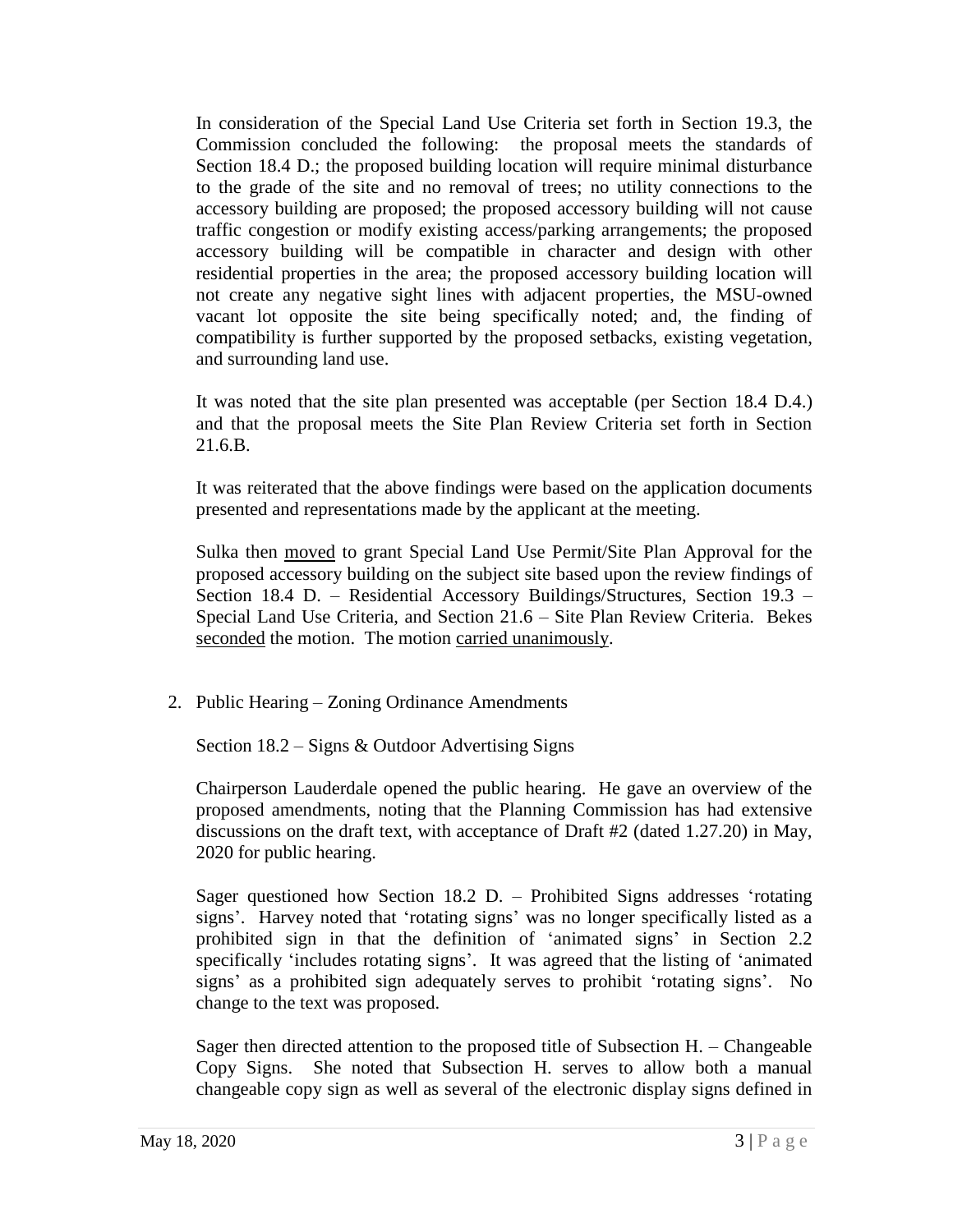In consideration of the Special Land Use Criteria set forth in Section 19.3, the Commission concluded the following: the proposal meets the standards of Section 18.4 D.; the proposed building location will require minimal disturbance to the grade of the site and no removal of trees; no utility connections to the accessory building are proposed; the proposed accessory building will not cause traffic congestion or modify existing access/parking arrangements; the proposed accessory building will be compatible in character and design with other residential properties in the area; the proposed accessory building location will not create any negative sight lines with adjacent properties, the MSU-owned vacant lot opposite the site being specifically noted; and, the finding of compatibility is further supported by the proposed setbacks, existing vegetation, and surrounding land use.

It was noted that the site plan presented was acceptable (per Section 18.4 D.4.) and that the proposal meets the Site Plan Review Criteria set forth in Section 21.6.B.

It was reiterated that the above findings were based on the application documents presented and representations made by the applicant at the meeting.

Sulka then moved to grant Special Land Use Permit/Site Plan Approval for the proposed accessory building on the subject site based upon the review findings of Section 18.4 D. – Residential Accessory Buildings/Structures, Section 19.3 – Special Land Use Criteria, and Section 21.6 – Site Plan Review Criteria. Bekes seconded the motion. The motion carried unanimously.

2. Public Hearing – Zoning Ordinance Amendments

Section 18.2 – Signs & Outdoor Advertising Signs

Chairperson Lauderdale opened the public hearing. He gave an overview of the proposed amendments, noting that the Planning Commission has had extensive discussions on the draft text, with acceptance of Draft #2 (dated 1.27.20) in May, 2020 for public hearing.

Sager questioned how Section 18.2 D. – Prohibited Signs addresses 'rotating signs'. Harvey noted that 'rotating signs' was no longer specifically listed as a prohibited sign in that the definition of 'animated signs' in Section 2.2 specifically 'includes rotating signs'. It was agreed that the listing of 'animated signs' as a prohibited sign adequately serves to prohibit 'rotating signs'. No change to the text was proposed.

Sager then directed attention to the proposed title of Subsection H. – Changeable Copy Signs. She noted that Subsection H. serves to allow both a manual changeable copy sign as well as several of the electronic display signs defined in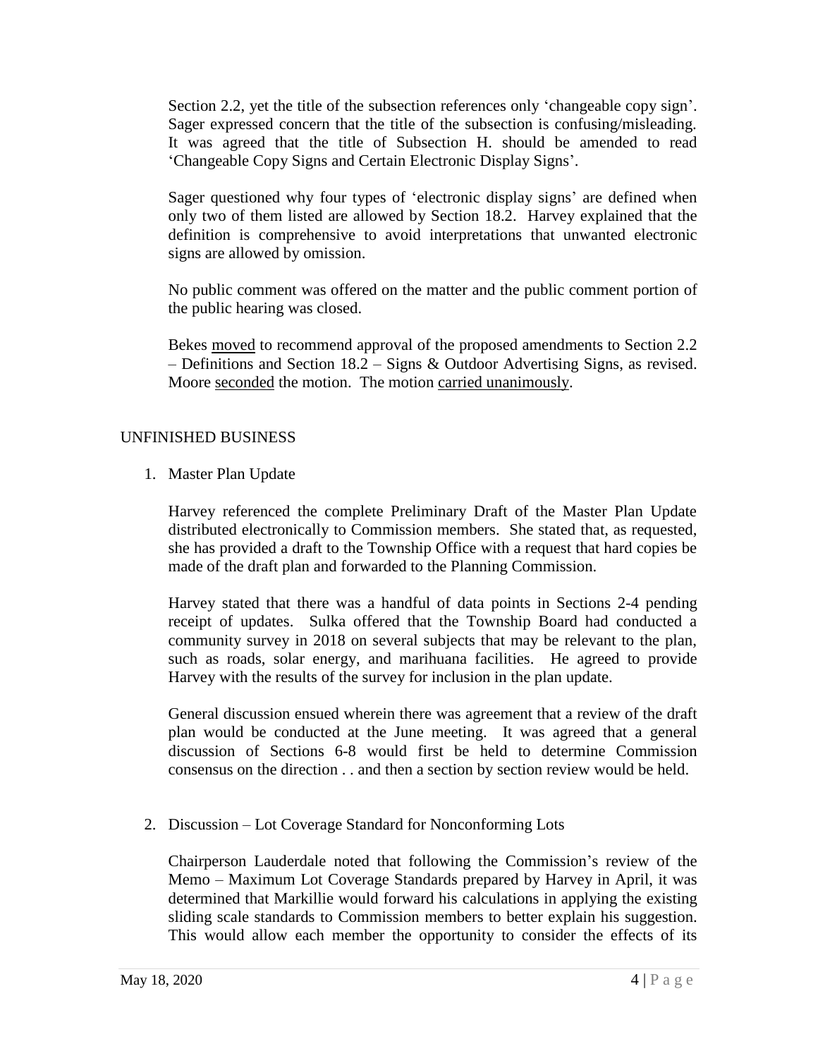Section 2.2, yet the title of the subsection references only 'changeable copy sign'. Sager expressed concern that the title of the subsection is confusing/misleading. It was agreed that the title of Subsection H. should be amended to read 'Changeable Copy Signs and Certain Electronic Display Signs'.

Sager questioned why four types of 'electronic display signs' are defined when only two of them listed are allowed by Section 18.2. Harvey explained that the definition is comprehensive to avoid interpretations that unwanted electronic signs are allowed by omission.

No public comment was offered on the matter and the public comment portion of the public hearing was closed.

Bekes moved to recommend approval of the proposed amendments to Section 2.2 – Definitions and Section 18.2 – Signs & Outdoor Advertising Signs, as revised. Moore seconded the motion. The motion carried unanimously.

## UNFINISHED BUSINESS

1. Master Plan Update

   Harvey referenced the complete Preliminary Draft of the Master Plan Update distributed electronically to Commission members. She stated that, as requested, she has provided a draft to the Township Office with a request that hard copies be made of the draft plan and forwarded to the Planning Commission.

   Harvey stated that there was a handful of data points in Sections 2-4 pending receipt of updates. Sulka offered that the Township Board had conducted a community survey in 2018 on several subjects that may be relevant to the plan, such as roads, solar energy, and marihuana facilities. He agreed to provide Harvey with the results of the survey for inclusion in the plan update.

   General discussion ensued wherein there was agreement that a review of the draft plan would be conducted at the June meeting. It was agreed that a general discussion of Sections 6-8 would first be held to determine Commission consensus on the direction . . and then a section by section review would be held.

2. Discussion – Lot Coverage Standard for Nonconforming Lots

   Chairperson Lauderdale noted that following the Commission's review of the Memo – Maximum Lot Coverage Standards prepared by Harvey in April, it was determined that Markillie would forward his calculations in applying the existing sliding scale standards to Commission members to better explain his suggestion. This would allow each member the opportunity to consider the effects of its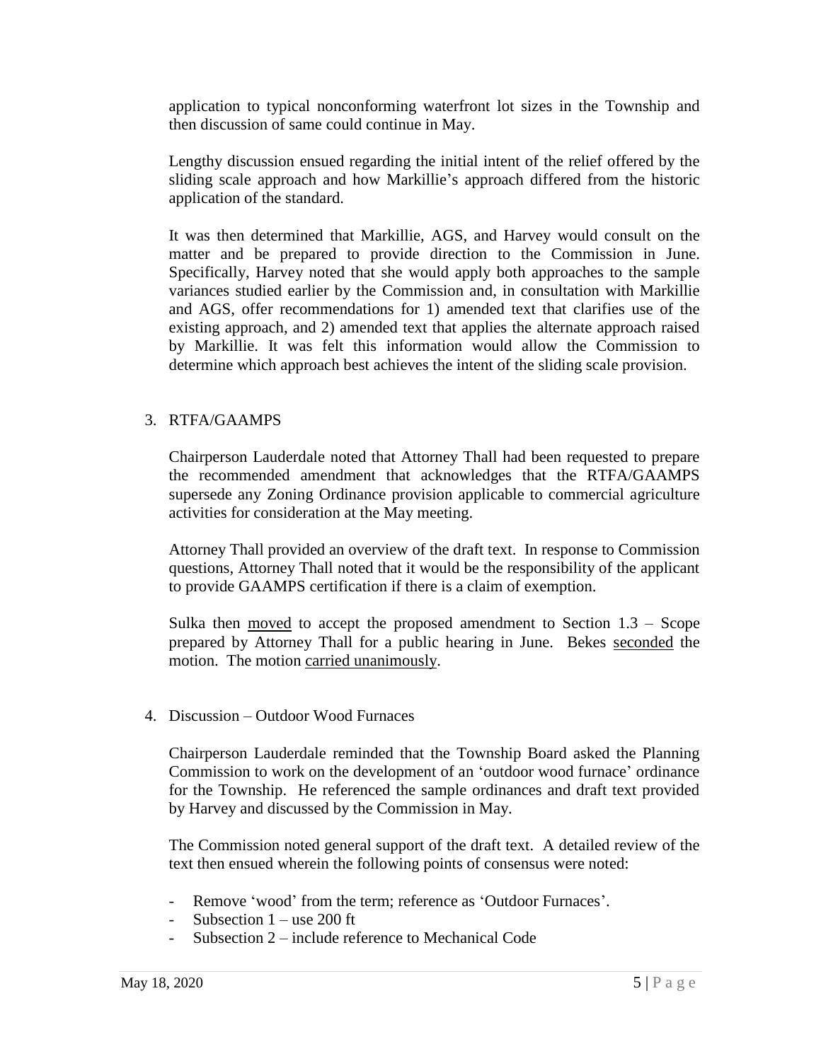application to typical nonconforming waterfront lot sizes in the Township and then discussion of same could continue in May.

Lengthy discussion ensued regarding the initial intent of the relief offered by the sliding scale approach and how Markillie's approach differed from the historic application of the standard.

It was then determined that Markillie, AGS, and Harvey would consult on the matter and be prepared to provide direction to the Commission in June. Specifically, Harvey noted that she would apply both approaches to the sample variances studied earlier by the Commission and, in consultation with Markillie and AGS, offer recommendations for 1) amended text that clarifies use of the existing approach, and 2) amended text that applies the alternate approach raised by Markillie. It was felt this information would allow the Commission to determine which approach best achieves the intent of the sliding scale provision.

3. RTFA/GAAMPS

Chairperson Lauderdale noted that Attorney Thall had been requested to prepare the recommended amendment that acknowledges that the RTFA/GAAMPS supersede any Zoning Ordinance provision applicable to commercial agriculture activities for consideration at the May meeting.

Attorney Thall provided an overview of the draft text. In response to Commission questions, Attorney Thall noted that it would be the responsibility of the applicant to provide GAAMPS certification if there is a claim of exemption.

Sulka then <u>moved</u> to accept the proposed amendment to Section 1.3 – Scope prepared by Attorney Thall for a public hearing in June. Bekes <u>seconded</u> the motion. The motion <u>carried unanimously</u>.

4. Discussion – Outdoor Wood Furnaces

Chairperson Lauderdale reminded that the Township Board asked the Planning Commission to work on the development of an 'outdoor wood furnace' ordinance for the Township. He referenced the sample ordinances and draft text provided by Harvey and discussed by the Commission in May.

The Commission noted general support of the draft text. A detailed review of the text then ensued wherein the following points of consensus were noted:

- Remove 'wood' from the term; reference as 'Outdoor Furnaces'.
- Subsection 1 – use 200 ft
- Subsection 2 – include reference to Mechanical Code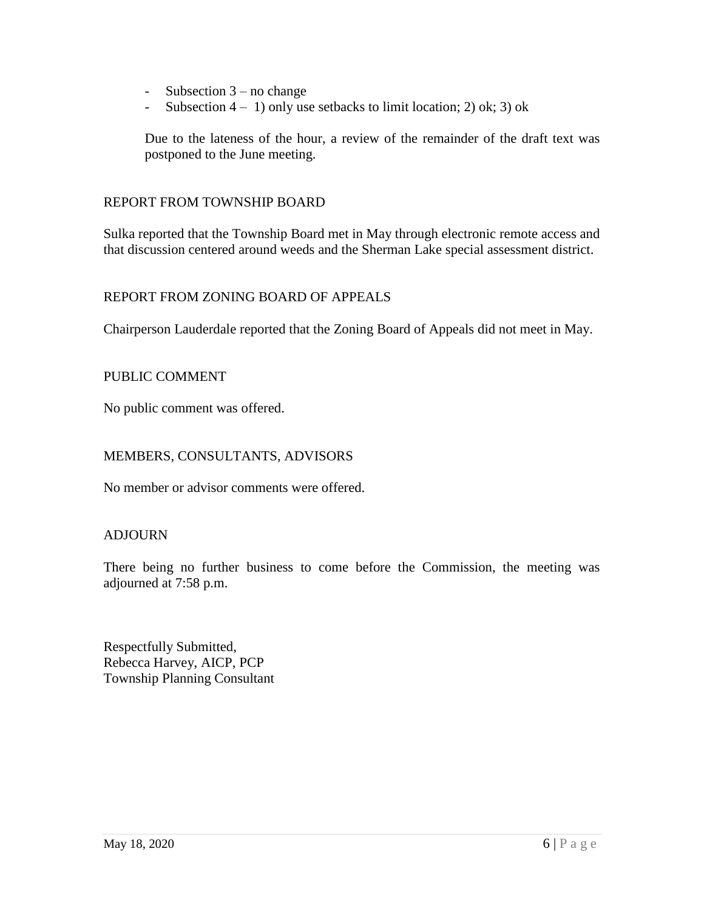- Subsection 3 – no change
- Subsection 4 – 1) only use setbacks to limit location; 2) ok; 3) ok

Due to the lateness of the hour, a review of the remainder of the draft text was postponed to the June meeting.

## REPORT FROM TOWNSHIP BOARD

Sulka reported that the Township Board met in May through electronic remote access and that discussion centered around weeds and the Sherman Lake special assessment district.

## REPORT FROM ZONING BOARD OF APPEALS

Chairperson Lauderdale reported that the Zoning Board of Appeals did not meet in May.

## PUBLIC COMMENT

No public comment was offered.

## MEMBERS, CONSULTANTS, ADVISORS

No member or advisor comments were offered.

## ADJOURN

There being no further business to come before the Commission, the meeting was adjourned at 7:58 p.m.

Respectfully Submitted,
Rebecca Harvey, AICP, PCP
Township Planning Consultant